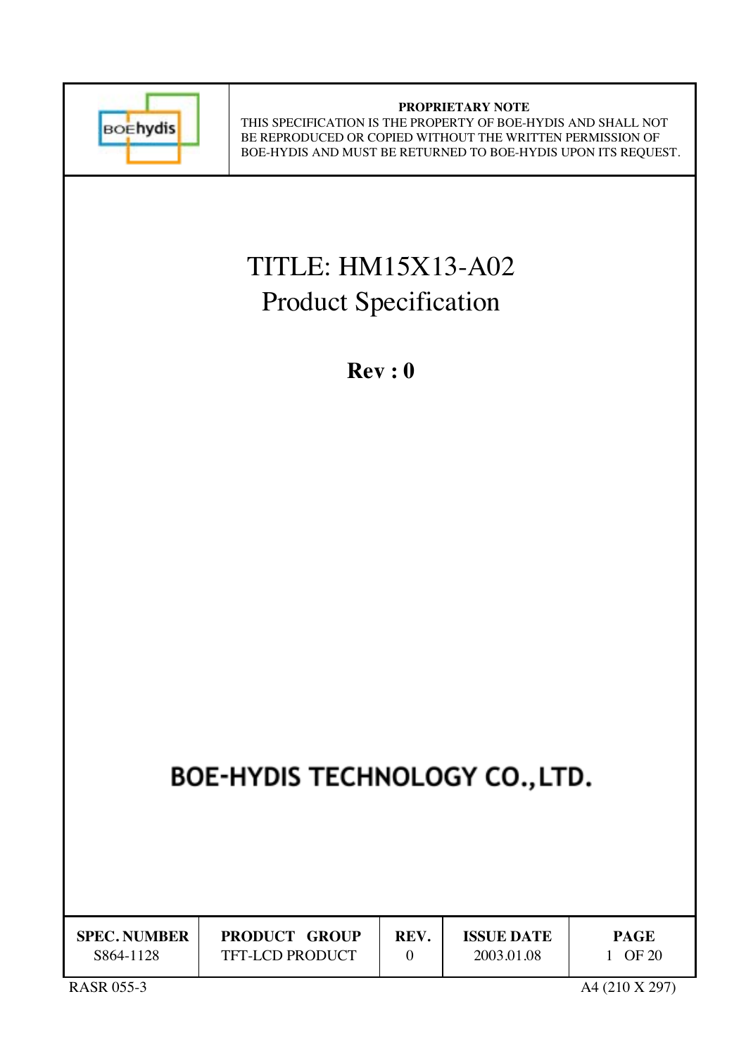**PROPRIETARY NOTE**

THIS SPECIFICATION IS THE PROPERTY OF BOE-HYDIS AND SHALL NOT BE REPRODUCED OR COPIED WITHOUT THE WRITTEN PERMISSION OF BOE-HYDIS AND MUST BE RETURNED TO BOE-HYDIS UPON ITS REQUEST.

# TITLE: HM15X13-A02
# Product Specification

**Rev : 0**

## BOE-HYDIS TECHNOLOGY CO.,LTD.

| SPEC. NUMBER | PRODUCT GROUP | REV. | ISSUE DATE | PAGE |
|---|---|---|---|---|
| S864-1128 | TFT-LCD PRODUCT | 0 | 2003.01.08 | 1 OF 20 |

RASR 055-3　　A4 (210 X 297)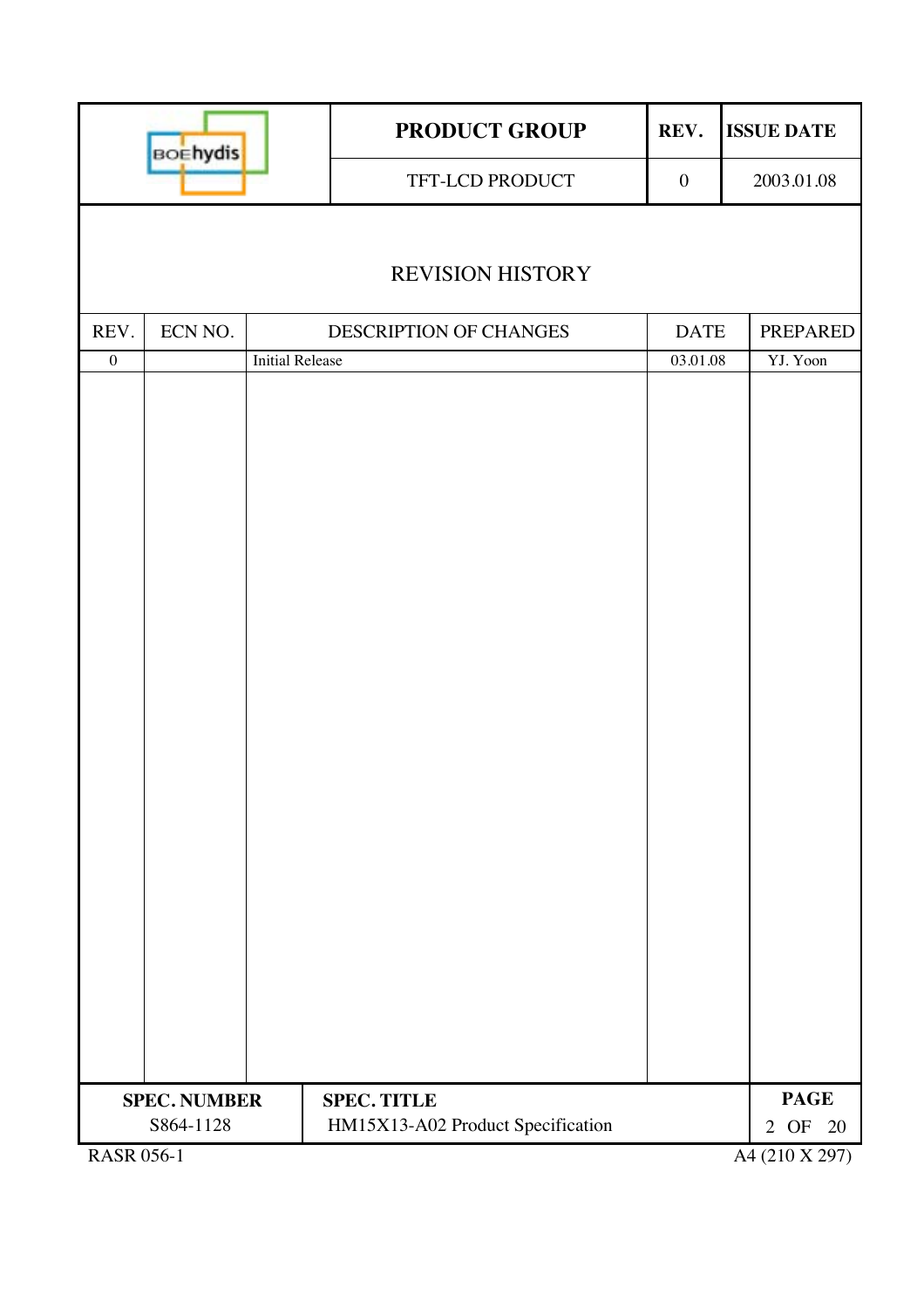| PRODUCT GROUP | REV. | ISSUE DATE |
|---|---|---|
| TFT-LCD PRODUCT | 0 | 2003.01.08 |

# REVISION HISTORY

| REV. | ECN NO. | DESCRIPTION OF CHANGES | DATE | PREPARED |
|---|---|---|---|---|
| 0 | | Initial Release | 03.01.08 | YJ. Yoon |

| SPEC. NUMBER | SPEC. TITLE |
|---|---|
| S864-1128 | HM15X13-A02 Product Specification |

RASR 056-1

A4 (210 X 297)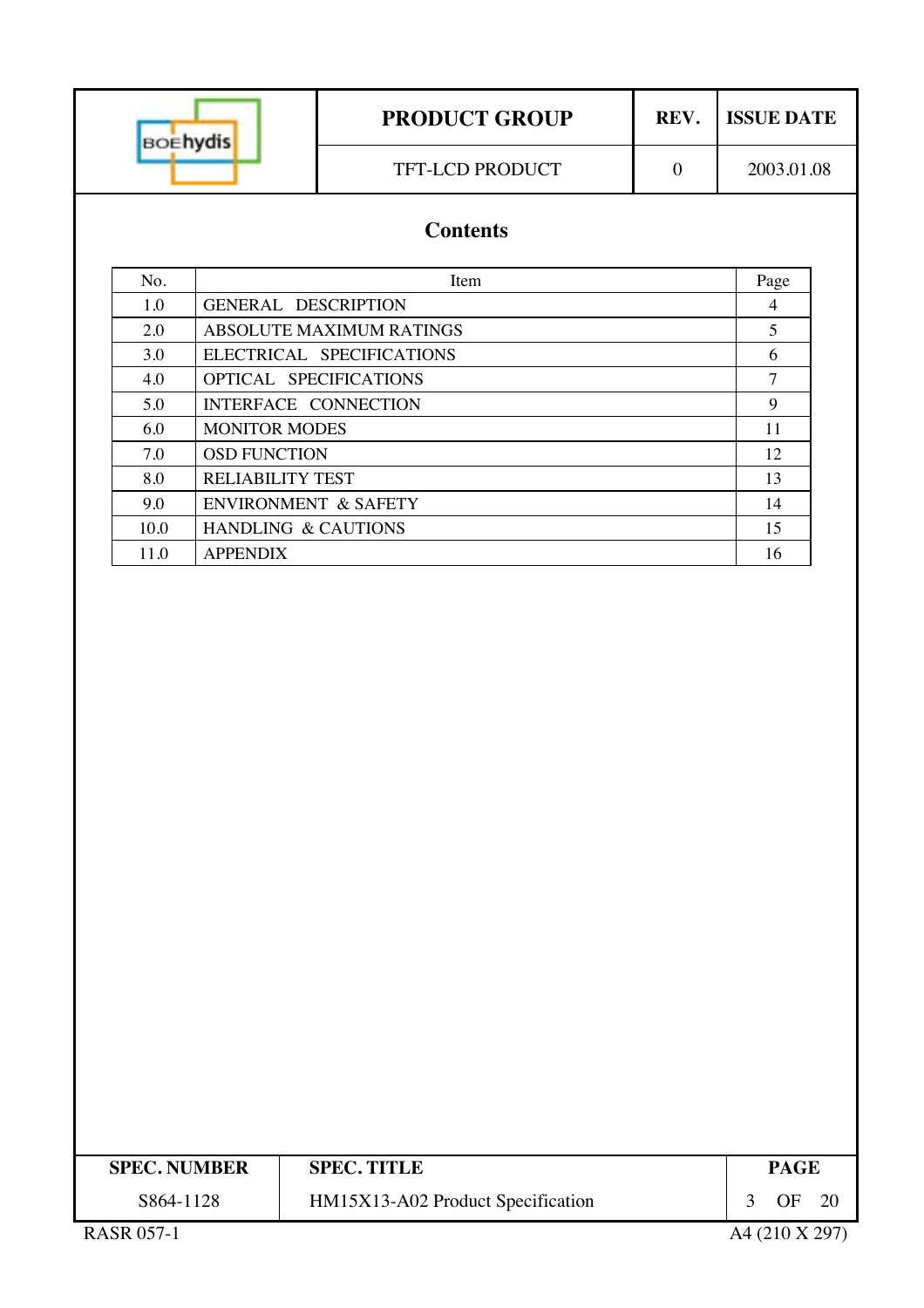## Contents

| No. | Item | Page |
|---|---|---|
| 1.0 | GENERAL DESCRIPTION | 4 |
| 2.0 | ABSOLUTE MAXIMUM RATINGS | 5 |
| 3.0 | ELECTRICAL SPECIFICATIONS | 6 |
| 4.0 | OPTICAL SPECIFICATIONS | 7 |
| 5.0 | INTERFACE CONNECTION | 9 |
| 6.0 | MONITOR MODES | 11 |
| 7.0 | OSD FUNCTION | 12 |
| 8.0 | RELIABILITY TEST | 13 |
| 9.0 | ENVIRONMENT & SAFETY | 14 |
| 10.0 | HANDLING & CAUTIONS | 15 |
| 11.0 | APPENDIX | 16 |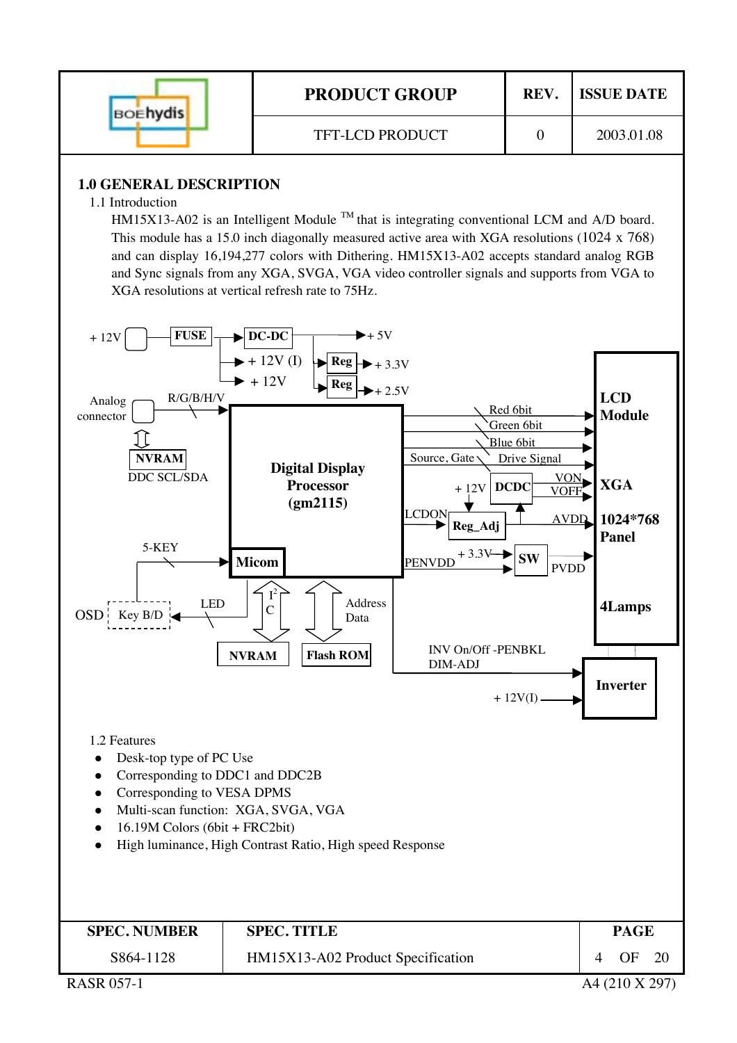## 1.0 GENERAL DESCRIPTION

1.1 Introduction

HM15X13-A02 is an Intelligent Module ™ that is integrating conventional LCM and A/D board. This module has a 15.0 inch diagonally measured active area with XGA resolutions (1024 x 768) and can display 16,194,277 colors with Dithering. HM15X13-A02 accepts standard analog RGB and Sync signals from any XGA, SVGA, VGA video controller signals and supports from VGA to XGA resolutions at vertical refresh rate to 75Hz.

+ 12V FUSE DC-DC + 5V
+ 12V (I) Reg + 3.3V
+ 12V Reg + 2.5V

Analog connector R/G/B/H/V
NVRAM DDC SCL/SDA

Digital Display Processor (gm2115)
Micom

Red 6bit
Green 6bit
Blue 6bit
Source, Gate Drive Signal
+ 12V DCDC VON VOFF
LCDON Reg_Adj AVDD
PENVDD + 3.3V SW PVDD

LCD Module
XGA
1024*768 Panel
4Lamps

5-KEY
OSD Key B/D LED
$I^2C$ NVRAM
Address Data Flash ROM

INV On/Off -PENBKL
DIM-ADJ
+ 12V(I)
Inverter

1.2 Features

- Desk-top type of PC Use
- Corresponding to DDC1 and DDC2B
- Corresponding to VESA DPMS
- Multi-scan function: XGA, SVGA, VGA
- 16.19M Colors (6bit + FRC2bit)
- High luminance, High Contrast Ratio, High speed Response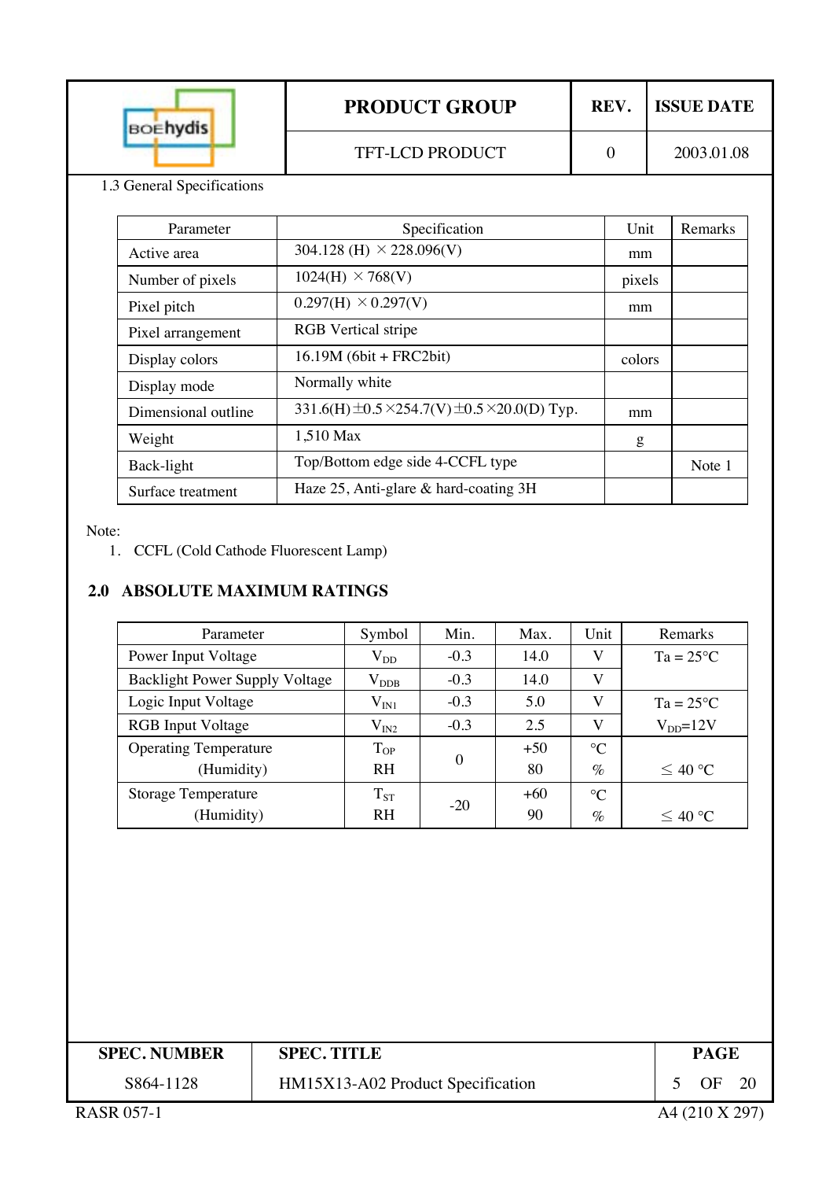1.3 General Specifications

| Parameter | Specification | Unit | Remarks |
|---|---|---|---|
| Active area | 304.128 (H) × 228.096(V) | mm | |
| Number of pixels | 1024(H) × 768(V) | pixels | |
| Pixel pitch | 0.297(H) × 0.297(V) | mm | |
| Pixel arrangement | RGB Vertical stripe | | |
| Display colors | 16.19M (6bit + FRC2bit) | colors | |
| Display mode | Normally white | | |
| Dimensional outline | 331.6(H)±0.5×254.7(V)±0.5×20.0(D) Typ. | mm | |
| Weight | 1,510 Max | g | |
| Back-light | Top/Bottom edge side 4-CCFL type | | Note 1 |
| Surface treatment | Haze 25, Anti-glare & hard-coating 3H | | |

Note:

1. CCFL (Cold Cathode Fluorescent Lamp)

## 2.0 ABSOLUTE MAXIMUM RATINGS

| Parameter | Symbol | Min. | Max. | Unit | Remarks |
|---|---|---|---|---|---|
| Power Input Voltage | $V_{DD}$ | -0.3 | 14.0 | V | Ta = 25°C |
| Backlight Power Supply Voltage | $V_{DDB}$ | -0.3 | 14.0 | V | |
| Logic Input Voltage | $V_{IN1}$ | -0.3 | 5.0 | V | Ta = 25°C |
| RGB Input Voltage | $V_{IN2}$ | -0.3 | 2.5 | V | $V_{DD}$=12V |
| Operating Temperature | $T_{OP}$ | 0 | +50 | °C | |
| (Humidity) | RH | | 80 | % | ≤ 40 °C |
| Storage Temperature | $T_{ST}$ | -20 | +60 | °C | |
| (Humidity) | RH | | 90 | % | ≤ 40 °C |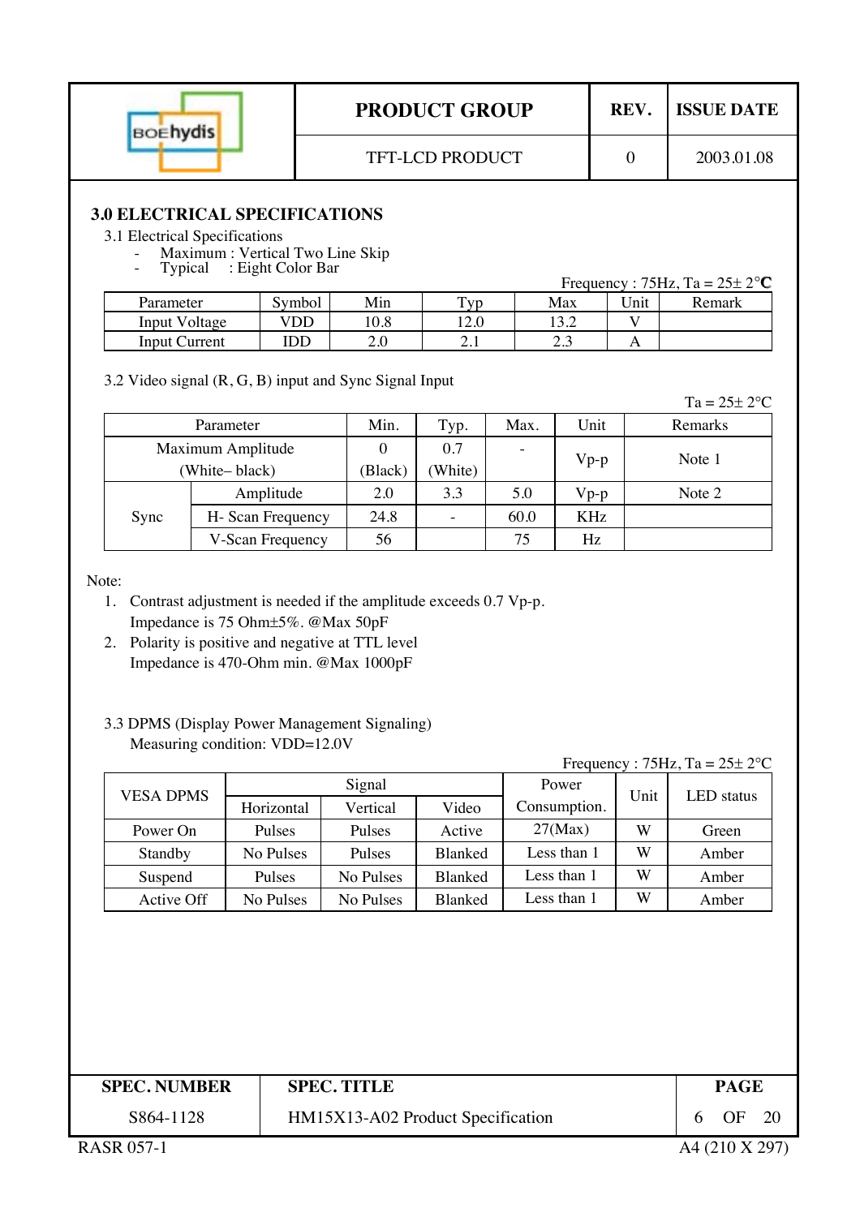## 3.0 ELECTRICAL SPECIFICATIONS

3.1 Electrical Specifications

- Maximum : Vertical Two Line Skip
- Typical : Eight Color Bar

Frequency : 75Hz, Ta = 25± 2°C

| Parameter | Symbol | Min | Typ | Max | Unit | Remark |
|---|---|---|---|---|---|---|
| Input Voltage | VDD | 10.8 | 12.0 | 13.2 | V | |
| Input Current | IDD | 2.0 | 2.1 | 2.3 | A | |

3.2 Video signal (R, G, B) input and Sync Signal Input

Ta = 25± 2°C

| Parameter | | Min. | Typ. | Max. | Unit | Remarks |
|---|---|---|---|---|---|---|
| Maximum Amplitude (White– black) | | 0 (Black) | 0.7 (White) | - | Vp-p | Note 1 |
| Sync | Amplitude | 2.0 | 3.3 | 5.0 | Vp-p | Note 2 |
| | H- Scan Frequency | 24.8 | - | 60.0 | KHz | |
| | V-Scan Frequency | 56 | | 75 | Hz | |

Note:

1. Contrast adjustment is needed if the amplitude exceeds 0.7 Vp-p.
   Impedance is 75 Ohm±5%. @Max 50pF
2. Polarity is positive and negative at TTL level
   Impedance is 470-Ohm min. @Max 1000pF

3.3 DPMS (Display Power Management Signaling)

Measuring condition: VDD=12.0V

Frequency : 75Hz, Ta = 25± 2°C

| VESA DPMS | Signal | | | Power Consumption. | Unit | LED status |
|---|---|---|---|---|---|---|
| | Horizontal | Vertical | Video | | | |
| Power On | Pulses | Pulses | Active | 27(Max) | W | Green |
| Standby | No Pulses | Pulses | Blanked | Less than 1 | W | Amber |
| Suspend | Pulses | No Pulses | Blanked | Less than 1 | W | Amber |
| Active Off | No Pulses | No Pulses | Blanked | Less than 1 | W | Amber |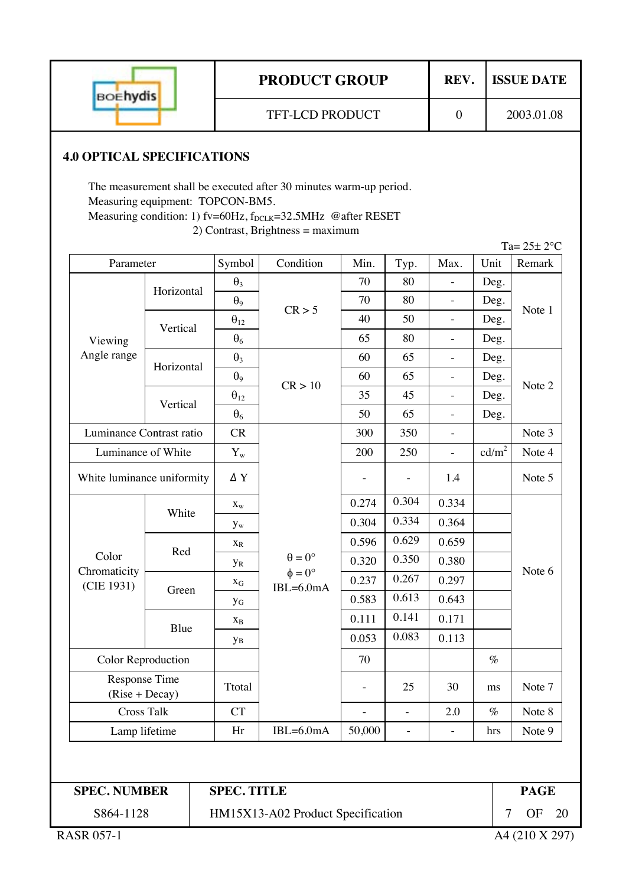## 4.0 OPTICAL SPECIFICATIONS

The measurement shall be executed after 30 minutes warm-up period.
Measuring equipment: TOPCON-BM5.
Measuring condition: 1) fv=60Hz, $f_{DCLK}$=32.5MHz @after RESET
2) Contrast, Brightness = maximum

Ta= 25± 2°C

| Parameter | | Symbol | Condition | Min. | Typ. | Max. | Unit | Remark |
|---|---|---|---|---|---|---|---|---|
| Viewing Angle range | Horizontal | $\theta_3$ | CR > 5 | 70 | 80 | - | Deg. | Note 1 |
| | | $\theta_9$ | | 70 | 80 | - | Deg. | |
| | Vertical | $\theta_{12}$ | | 40 | 50 | - | Deg. | |
| | | $\theta_6$ | | 65 | 80 | - | Deg. | |
| | Horizontal | $\theta_3$ | CR > 10 | 60 | 65 | - | Deg. | Note 2 |
| | | $\theta_9$ | | 60 | 65 | - | Deg. | |
| | Vertical | $\theta_{12}$ | | 35 | 45 | - | Deg. | |
| | | $\theta_6$ | | 50 | 65 | - | Deg. | |
| Luminance Contrast ratio | | CR | $\theta = 0°$ $\phi = 0°$ IBL=6.0mA | 300 | 350 | - | | Note 3 |
| Luminance of White | | $Y_w$ | | 200 | 250 | - | cd/m² | Note 4 |
| White luminance uniformity | | Δ Y | | - | - | 1.4 | | Note 5 |
| Color Chromaticity (CIE 1931) | White | $x_w$ | | 0.274 | 0.304 | 0.334 | | Note 6 |
| | | $y_w$ | | 0.304 | 0.334 | 0.364 | | |
| | Red | $x_R$ | | 0.596 | 0.629 | 0.659 | | |
| | | $y_R$ | | 0.320 | 0.350 | 0.380 | | |
| | Green | $x_G$ | | 0.237 | 0.267 | 0.297 | | |
| | | $y_G$ | | 0.583 | 0.613 | 0.643 | | |
| | Blue | $x_B$ | | 0.111 | 0.141 | 0.171 | | |
| | | $y_B$ | | 0.053 | 0.083 | 0.113 | | |
| Color Reproduction | | | | 70 | | | % | |
| Response Time (Rise + Decay) | | Ttotal | | - | 25 | 30 | ms | Note 7 |
| Cross Talk | | CT | | - | - | 2.0 | % | Note 8 |
| Lamp lifetime | | Hr | IBL=6.0mA | 50,000 | - | - | hrs | Note 9 |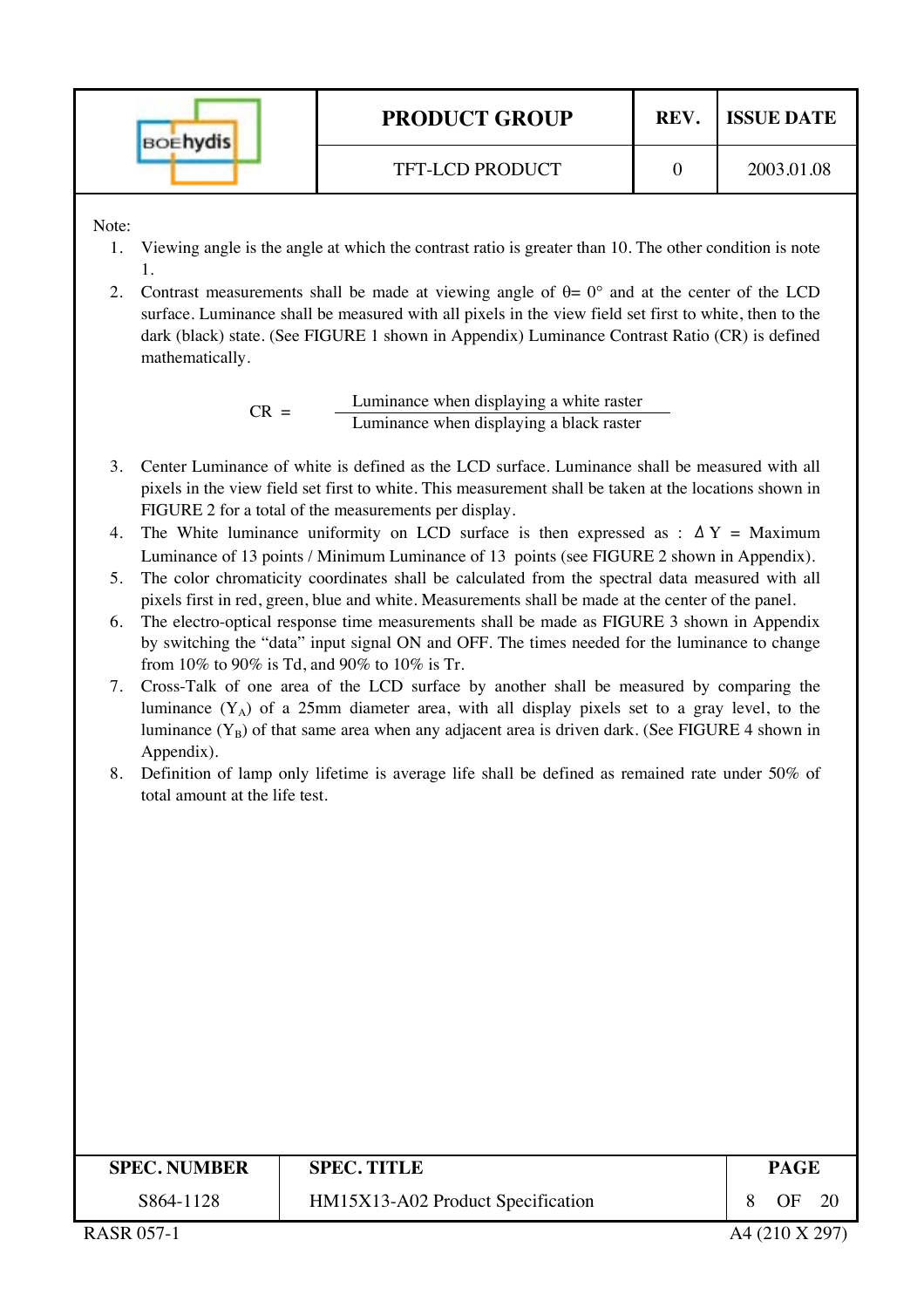Note:

1. Viewing angle is the angle at which the contrast ratio is greater than 10. The other condition is note 1.
2. Contrast measurements shall be made at viewing angle of θ= 0° and at the center of the LCD surface. Luminance shall be measured with all pixels in the view field set first to white, then to the dark (black) state. (See FIGURE 1 shown in Appendix) Luminance Contrast Ratio (CR) is defined mathematically.

$$CR = \frac{\text{Luminance when displaying a white raster}}{\text{Luminance when displaying a black raster}}$$

3. Center Luminance of white is defined as the LCD surface. Luminance shall be measured with all pixels in the view field set first to white. This measurement shall be taken at the locations shown in FIGURE 2 for a total of the measurements per display.
4. The White luminance uniformity on LCD surface is then expressed as : $\Delta Y$ = Maximum Luminance of 13 points / Minimum Luminance of 13 points (see FIGURE 2 shown in Appendix).
5. The color chromaticity coordinates shall be calculated from the spectral data measured with all pixels first in red, green, blue and white. Measurements shall be made at the center of the panel.
6. The electro-optical response time measurements shall be made as FIGURE 3 shown in Appendix by switching the "data" input signal ON and OFF. The times needed for the luminance to change from 10% to 90% is Td, and 90% to 10% is Tr.
7. Cross-Talk of one area of the LCD surface by another shall be measured by comparing the luminance ($Y_A$) of a 25mm diameter area, with all display pixels set to a gray level, to the luminance ($Y_B$) of that same area when any adjacent area is driven dark. (See FIGURE 4 shown in Appendix).
8. Definition of lamp only lifetime is average life shall be defined as remained rate under 50% of total amount at the life test.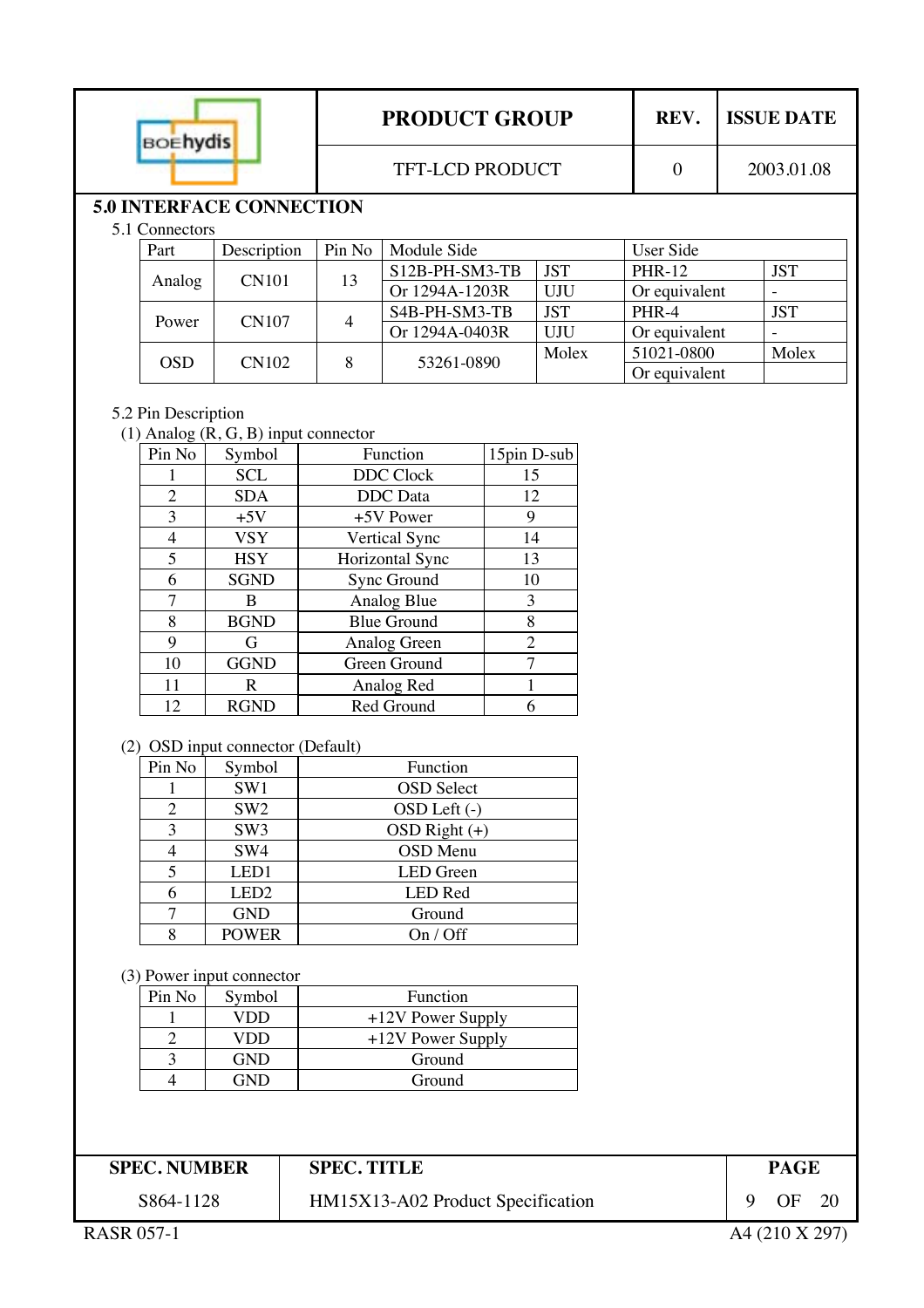## 5.0 INTERFACE CONNECTION

### 5.1 Connectors

| Part | Description | Pin No | Module Side | | User Side | |
|---|---|---|---|---|---|---|
| Analog | CN101 | 13 | S12B-PH-SM3-TB | JST | PHR-12 | JST |
| | | | Or 1294A-1203R | UJU | Or equivalent | - |
| Power | CN107 | 4 | S4B-PH-SM3-TB | JST | PHR-4 | JST |
| | | | Or 1294A-0403R | UJU | Or equivalent | - |
| OSD | CN102 | 8 | 53261-0890 | Molex | 51021-0800 | Molex |
| | | | | | Or equivalent | |

### 5.2 Pin Description

(1) Analog (R, G, B) input connector

| Pin No | Symbol | Function | 15pin D-sub |
|---|---|---|---|
| 1 | SCL | DDC Clock | 15 |
| 2 | SDA | DDC Data | 12 |
| 3 | +5V | +5V Power | 9 |
| 4 | VSY | Vertical Sync | 14 |
| 5 | HSY | Horizontal Sync | 13 |
| 6 | SGND | Sync Ground | 10 |
| 7 | B | Analog Blue | 3 |
| 8 | BGND | Blue Ground | 8 |
| 9 | G | Analog Green | 2 |
| 10 | GGND | Green Ground | 7 |
| 11 | R | Analog Red | 1 |
| 12 | RGND | Red Ground | 6 |

(2) OSD input connector (Default)

| Pin No | Symbol | Function |
|---|---|---|
| 1 | SW1 | OSD Select |
| 2 | SW2 | OSD Left (-) |
| 3 | SW3 | OSD Right (+) |
| 4 | SW4 | OSD Menu |
| 5 | LED1 | LED Green |
| 6 | LED2 | LED Red |
| 7 | GND | Ground |
| 8 | POWER | On / Off |

(3) Power input connector

| Pin No | Symbol | Function |
|---|---|---|
| 1 | VDD | +12V Power Supply |
| 2 | VDD | +12V Power Supply |
| 3 | GND | Ground |
| 4 | GND | Ground |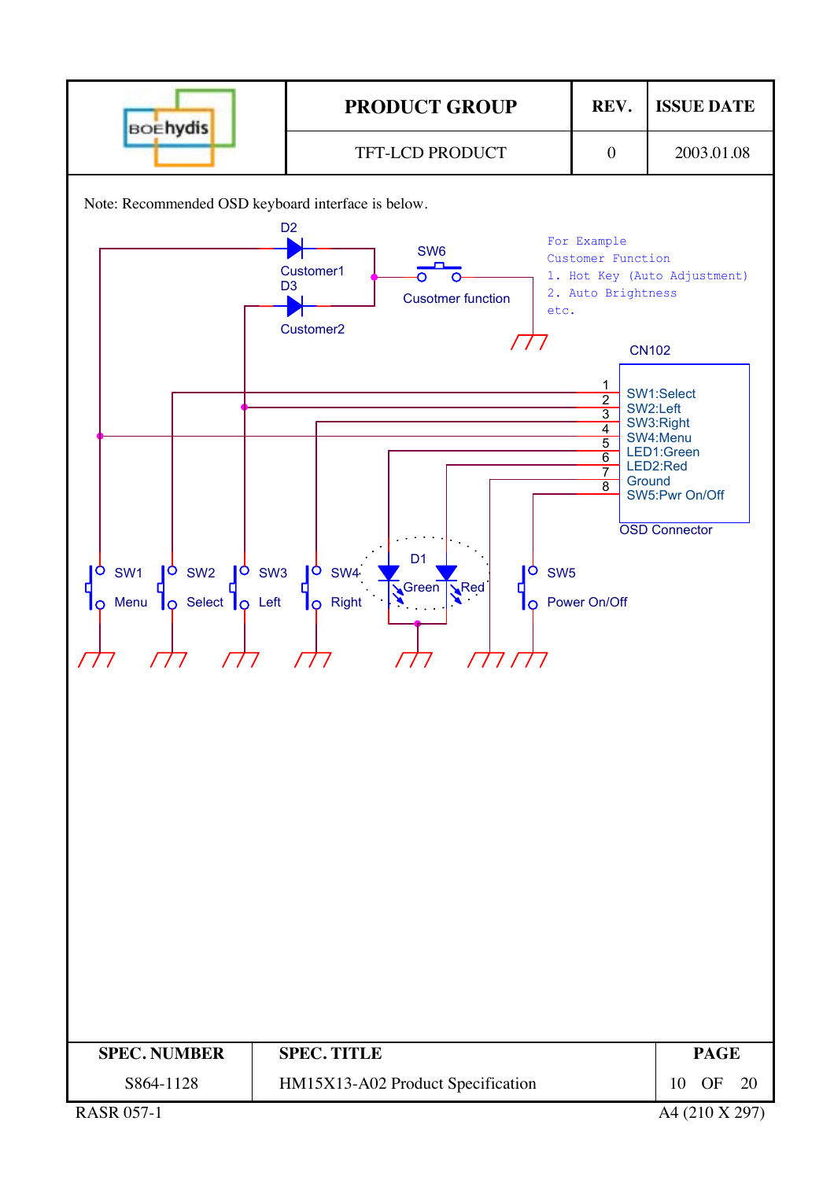Note: Recommended OSD keyboard interface is below.

D2

Customer1

D3

Customer2

SW6

Cusotmer function

For Example
Customer Function
1. Hot Key (Auto Adjustment)
2. Auto Brightness
etc.

CN102

| Pin | Function |
|---|---|
| 1 | SW1:Select |
| 2 | SW2:Left |
| 3 | SW3:Right |
| 4 | SW4:Menu |
| 5 | LED1:Green |
| 6 | LED2:Red |
| 7 | Ground |
| 8 | SW5:Pwr On/Off |

OSD Connector

SW1 Menu

SW2 Select

SW3 Left

SW4 Right

D1 Green Red

SW5 Power On/Off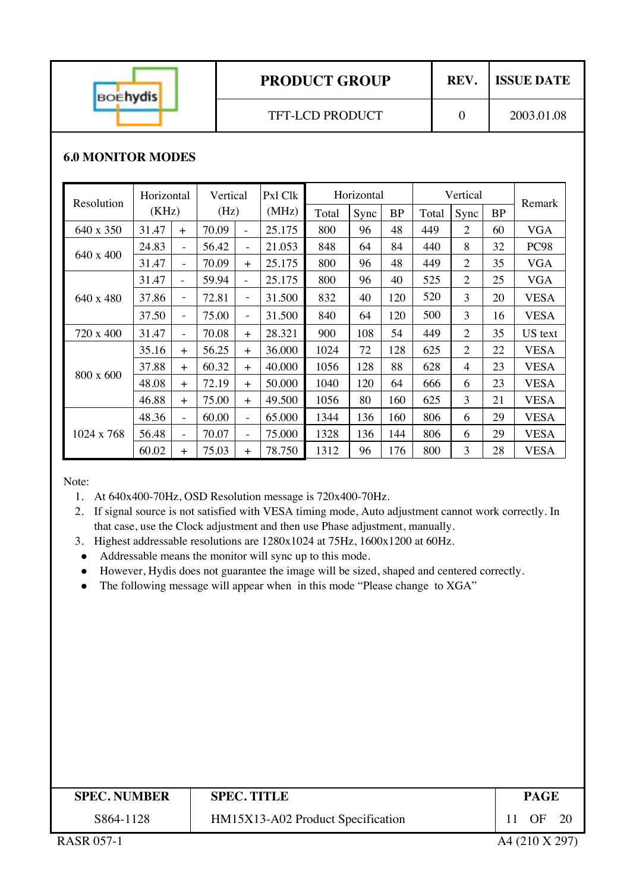## 6.0 MONITOR MODES

| Resolution | Horizontal (KHz) | | Vertical (Hz) | | Pxl Clk (MHz) | Horizontal | | | Vertical | | | Remark |
|---|---|---|---|---|---|---|---|---|---|---|---|---|
| | | | | | | Total | Sync | BP | Total | Sync | BP | |
| 640 x 350 | 31.47 | + | 70.09 | - | 25.175 | 800 | 96 | 48 | 449 | 2 | 60 | VGA |
| 640 x 400 | 24.83 | - | 56.42 | - | 21.053 | 848 | 64 | 84 | 440 | 8 | 32 | PC98 |
| | 31.47 | - | 70.09 | + | 25.175 | 800 | 96 | 48 | 449 | 2 | 35 | VGA |
| 640 x 480 | 31.47 | - | 59.94 | - | 25.175 | 800 | 96 | 40 | 525 | 2 | 25 | VGA |
| | 37.86 | - | 72.81 | - | 31.500 | 832 | 40 | 120 | 520 | 3 | 20 | VESA |
| | 37.50 | - | 75.00 | - | 31.500 | 840 | 64 | 120 | 500 | 3 | 16 | VESA |
| 720 x 400 | 31.47 | - | 70.08 | + | 28.321 | 900 | 108 | 54 | 449 | 2 | 35 | US text |
| 800 x 600 | 35.16 | + | 56.25 | + | 36.000 | 1024 | 72 | 128 | 625 | 2 | 22 | VESA |
| | 37.88 | + | 60.32 | + | 40.000 | 1056 | 128 | 88 | 628 | 4 | 23 | VESA |
| | 48.08 | + | 72.19 | + | 50.000 | 1040 | 120 | 64 | 666 | 6 | 23 | VESA |
| | 46.88 | + | 75.00 | + | 49.500 | 1056 | 80 | 160 | 625 | 3 | 21 | VESA |
| 1024 x 768 | 48.36 | - | 60.00 | - | 65.000 | 1344 | 136 | 160 | 806 | 6 | 29 | VESA |
| | 56.48 | - | 70.07 | - | 75.000 | 1328 | 136 | 144 | 806 | 6 | 29 | VESA |
| | 60.02 | + | 75.03 | + | 78.750 | 1312 | 96 | 176 | 800 | 3 | 28 | VESA |

Note:

1. At 640x400-70Hz, OSD Resolution message is 720x400-70Hz.
2. If signal source is not satisfied with VESA timing mode, Auto adjustment cannot work correctly. In that case, use the Clock adjustment and then use Phase adjustment, manually.
3. Highest addressable resolutions are 1280x1024 at 75Hz, 1600x1200 at 60Hz.

- Addressable means the monitor will sync up to this mode.
- However, Hydis does not guarantee the image will be sized, shaped and centered correctly.
- The following message will appear when in this mode "Please change to XGA"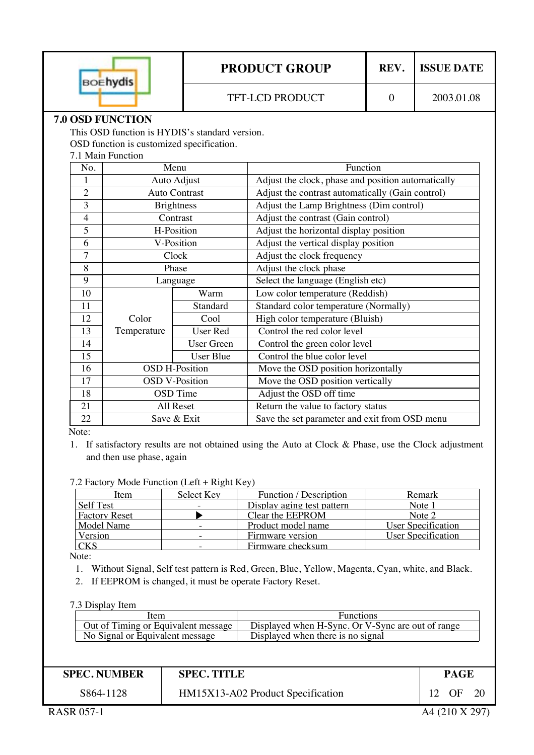## 7.0 OSD FUNCTION

This OSD function is HYDIS's standard version.
OSD function is customized specification.

7.1 Main Function

| No. | Menu | | Function |
|---|---|---|---|
| 1 | Auto Adjust | | Adjust the clock, phase and position automatically |
| 2 | Auto Contrast | | Adjust the contrast automatically (Gain control) |
| 3 | Brightness | | Adjust the Lamp Brightness (Dim control) |
| 4 | Contrast | | Adjust the contrast (Gain control) |
| 5 | H-Position | | Adjust the horizontal display position |
| 6 | V-Position | | Adjust the vertical display position |
| 7 | Clock | | Adjust the clock frequency |
| 8 | Phase | | Adjust the clock phase |
| 9 | Language | | Select the language (English etc) |
| 10 | Color Temperature | Warm | Low color temperature (Reddish) |
| 11 | | Standard | Standard color temperature (Normally) |
| 12 | | Cool | High color temperature (Bluish) |
| 13 | | User Red | Control the red color level |
| 14 | | User Green | Control the green color level |
| 15 | | User Blue | Control the blue color level |
| 16 | OSD H-Position | | Move the OSD position horizontally |
| 17 | OSD V-Position | | Move the OSD position vertically |
| 18 | OSD Time | | Adjust the OSD off time |
| 21 | All Reset | | Return the value to factory status |
| 22 | Save & Exit | | Save the set parameter and exit from OSD menu |

Note:

1. If satisfactory results are not obtained using the Auto at Clock & Phase, use the Clock adjustment and then use phase, again

7.2 Factory Mode Function (Left + Right Key)

| Item | Select Key | Function / Description | Remark |
|---|---|---|---|
| Self Test | - | Display aging test pattern | Note 1 |
| Factory Reset | ▶ | Clear the EEPROM | Note 2 |
| Model Name | - | Product model name | User Specification |
| Version | - | Firmware version | User Specification |
| CKS | - | Firmware checksum | |

Note:

1. Without Signal, Self test pattern is Red, Green, Blue, Yellow, Magenta, Cyan, white, and Black.
2. If EEPROM is changed, it must be operate Factory Reset.

7.3 Display Item

| Item | Functions |
|---|---|
| Out of Timing or Equivalent message | Displayed when H-Sync. Or V-Sync are out of range |
| No Signal or Equivalent message | Displayed when there is no signal |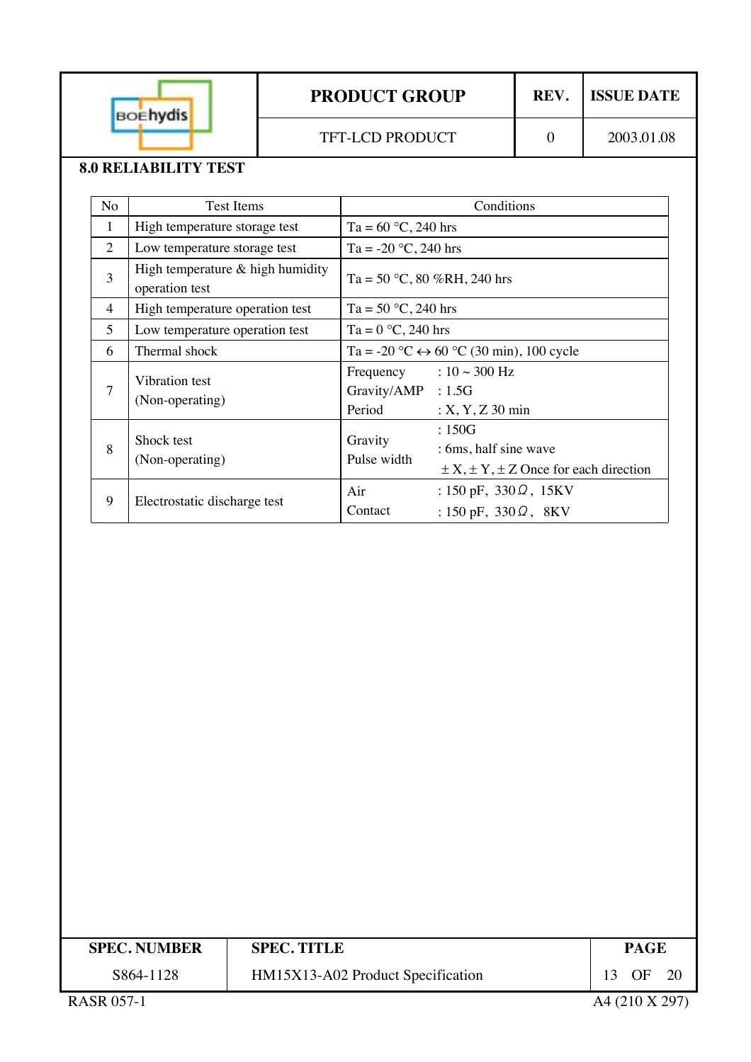## 8.0 RELIABILITY TEST

| No | Test Items | Conditions |
|---|---|---|
| 1 | High temperature storage test | Ta = 60 °C, 240 hrs |
| 2 | Low temperature storage test | Ta = -20 °C, 240 hrs |
| 3 | High temperature & high humidity operation test | Ta = 50 °C, 80 %RH, 240 hrs |
| 4 | High temperature operation test | Ta = 50 °C, 240 hrs |
| 5 | Low temperature operation test | Ta = 0 °C, 240 hrs |
| 6 | Thermal shock | Ta = -20 °C ↔ 60 °C (30 min), 100 cycle |
| 7 | Vibration test (Non-operating) | Frequency : 10 ~ 300 Hz<br>Gravity/AMP : 1.5G<br>Period : X, Y, Z 30 min |
| 8 | Shock test (Non-operating) | Gravity : 150G<br>Pulse width : 6ms, half sine wave<br>± X, ± Y, ± Z Once for each direction |
| 9 | Electrostatic discharge test | Air : 150 pF, 330Ω, 15KV<br>Contact : 150 pF, 330Ω, 8KV |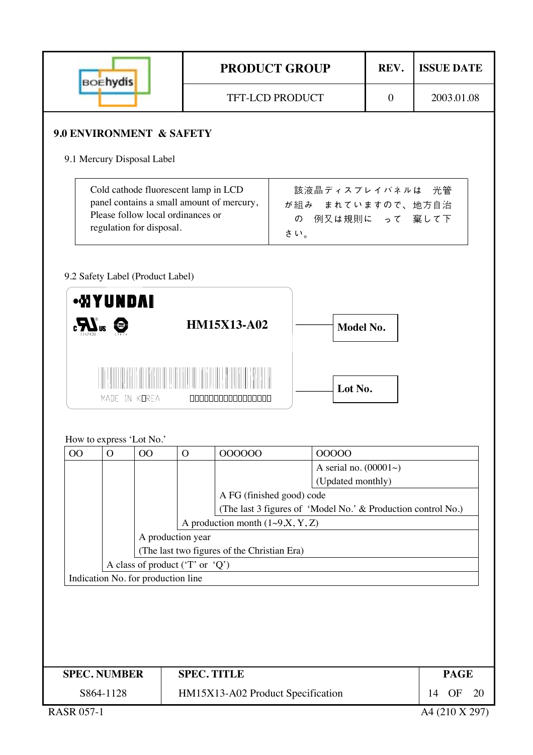## 9.0 ENVIRONMENT & SAFETY

### 9.1 Mercury Disposal Label

| Cold cathode fluorescent lamp in LCD panel contains a small amount of mercury, Please follow local ordinances or regulation for disposal. | 該液晶ディスプレイパネルは 光管が組み まれていますので、地方自治 の 例又は規則に って 棄して下さい。 |
|---|---|

### 9.2 Safety Label (Product Label)

HYUNDAI

E162408

HM15X13-A02 — Model No.

MADE IN KOREA

Lot No.

How to express 'Lot No.'

| OO | O | OO | O | OOOOOO | OOOOO |
|---|---|---|---|---|---|
| | | | | | A serial no. (00001~) (Updated monthly) |
| | | | | A FG (finished good) code (The last 3 figures of 'Model No.' & Production control No.) | |
| | | | A production month (1~9,X, Y, Z) | | |
| | | A production year (The last two figures of the Christian Era) | | | |
| | A class of product ('T' or 'Q') | | | | |
| Indication No. for production line | | | | | |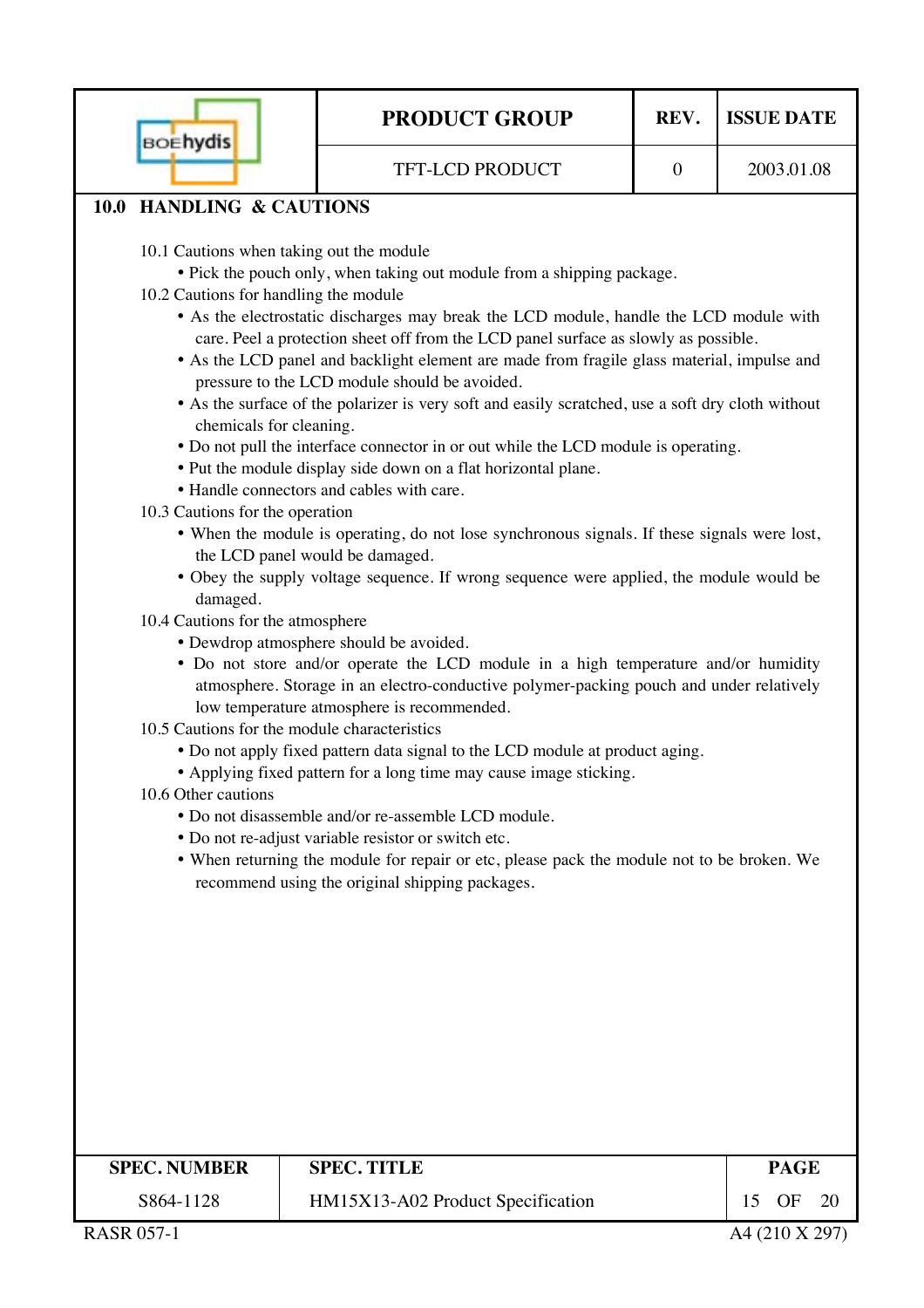## 10.0 HANDLING & CAUTIONS

10.1 Cautions when taking out the module

- Pick the pouch only, when taking out module from a shipping package.

10.2 Cautions for handling the module

- As the electrostatic discharges may break the LCD module, handle the LCD module with care. Peel a protection sheet off from the LCD panel surface as slowly as possible.
- As the LCD panel and backlight element are made from fragile glass material, impulse and pressure to the LCD module should be avoided.
- As the surface of the polarizer is very soft and easily scratched, use a soft dry cloth without chemicals for cleaning.
- Do not pull the interface connector in or out while the LCD module is operating.
- Put the module display side down on a flat horizontal plane.
- Handle connectors and cables with care.

10.3 Cautions for the operation

- When the module is operating, do not lose synchronous signals. If these signals were lost, the LCD panel would be damaged.
- Obey the supply voltage sequence. If wrong sequence were applied, the module would be damaged.

10.4 Cautions for the atmosphere

- Dewdrop atmosphere should be avoided.
- Do not store and/or operate the LCD module in a high temperature and/or humidity atmosphere. Storage in an electro-conductive polymer-packing pouch and under relatively low temperature atmosphere is recommended.

10.5 Cautions for the module characteristics

- Do not apply fixed pattern data signal to the LCD module at product aging.
- Applying fixed pattern for a long time may cause image sticking.

10.6 Other cautions

- Do not disassemble and/or re-assemble LCD module.
- Do not re-adjust variable resistor or switch etc.
- When returning the module for repair or etc, please pack the module not to be broken. We recommend using the original shipping packages.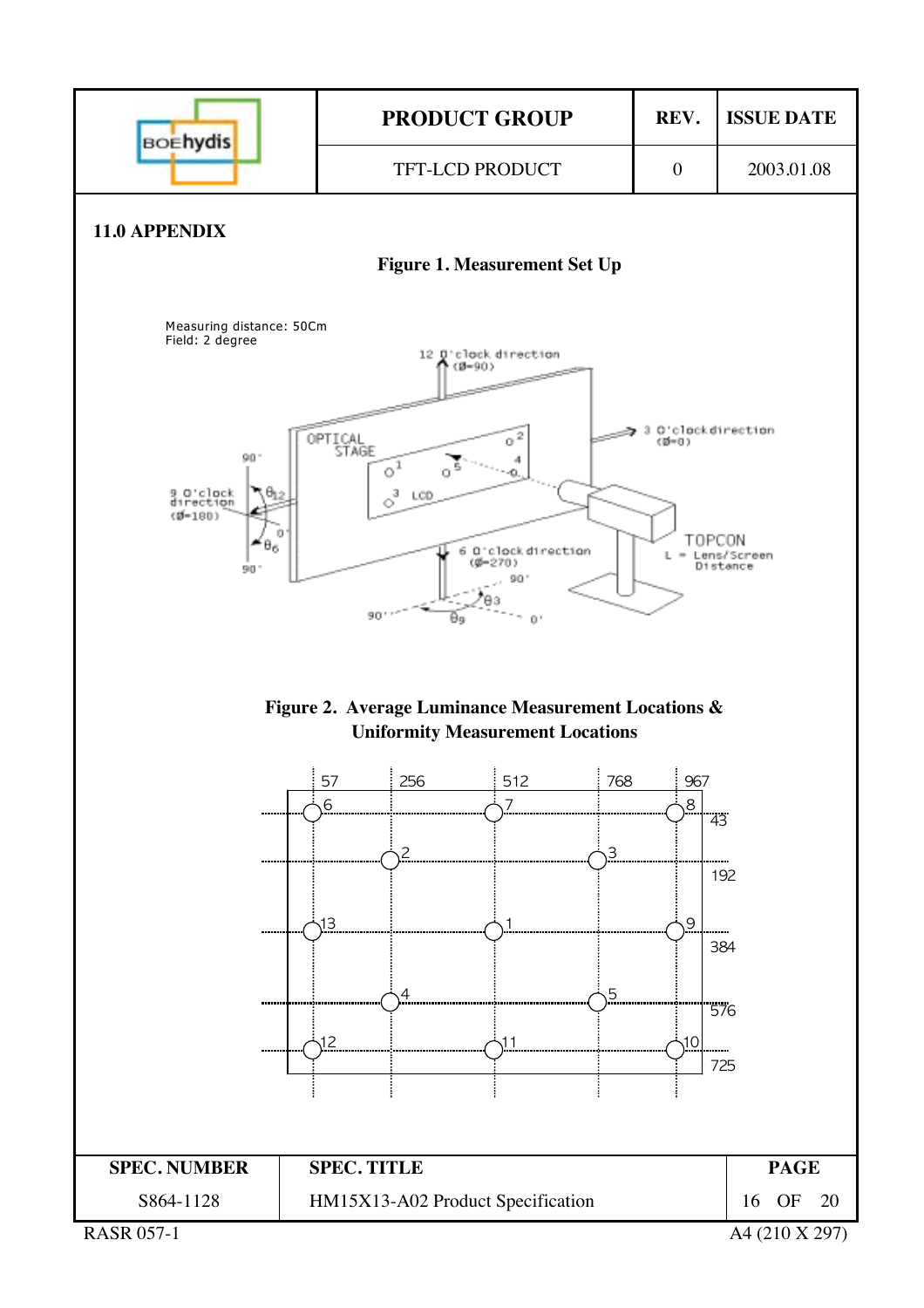## 11.0 APPENDIX

**Figure 1. Measurement Set Up**

Measuring distance: 50Cm
Field: 2 degree

**Figure 2. Average Luminance Measurement Locations & Uniformity Measurement Locations**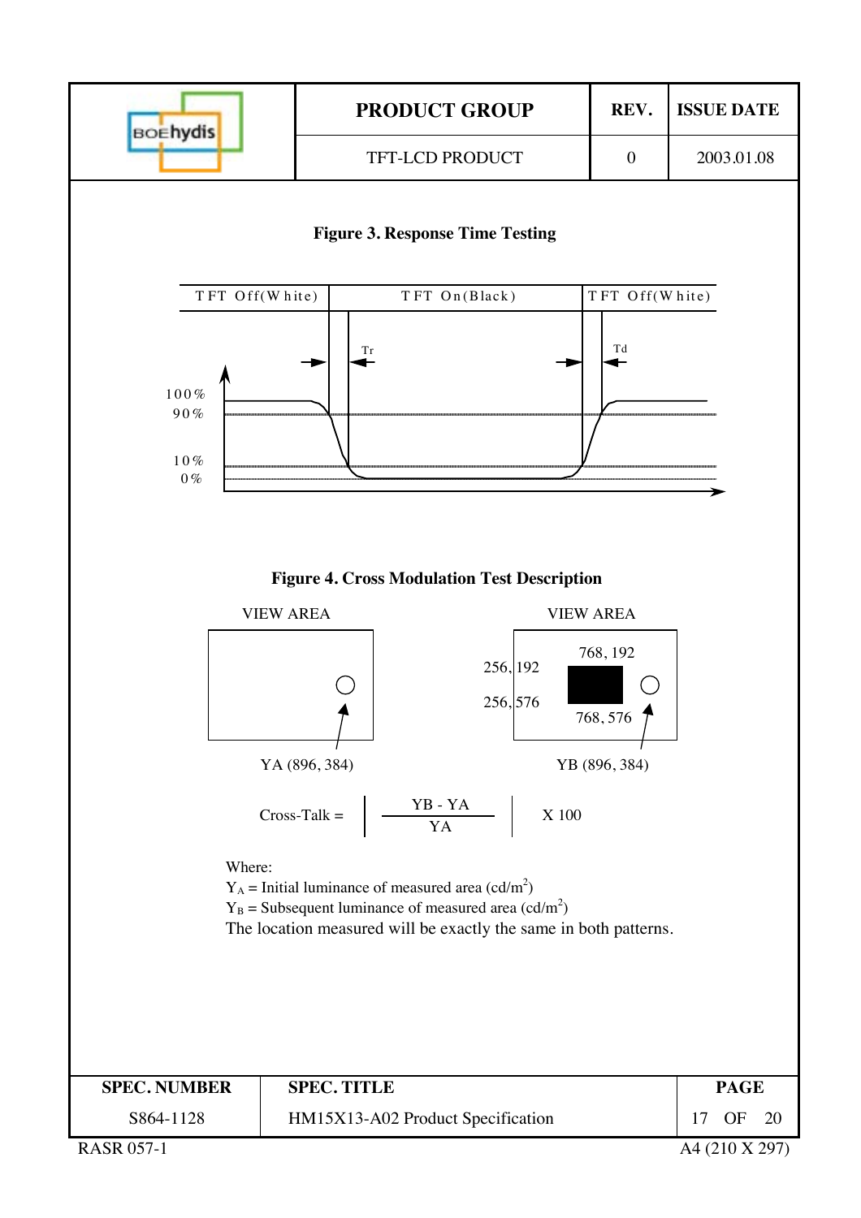**Figure 3. Response Time Testing**

| TFT Off(White) | TFT On(Black) | TFT Off(White) |
|---|---|---|

Tr

Td

100%

90%

10%

0%

**Figure 4. Cross Modulation Test Description**

VIEW AREA

YA (896, 384)

VIEW AREA

256, 192

768, 192

256, 576

768, 576

YB (896, 384)

$$\text{Cross-Talk} = \left| \frac{YB - YA}{YA} \right| \times 100$$

Where:

$Y_A$ = Initial luminance of measured area (cd/m$^2$)

$Y_B$ = Subsequent luminance of measured area (cd/m$^2$)

The location measured will be exactly the same in both patterns.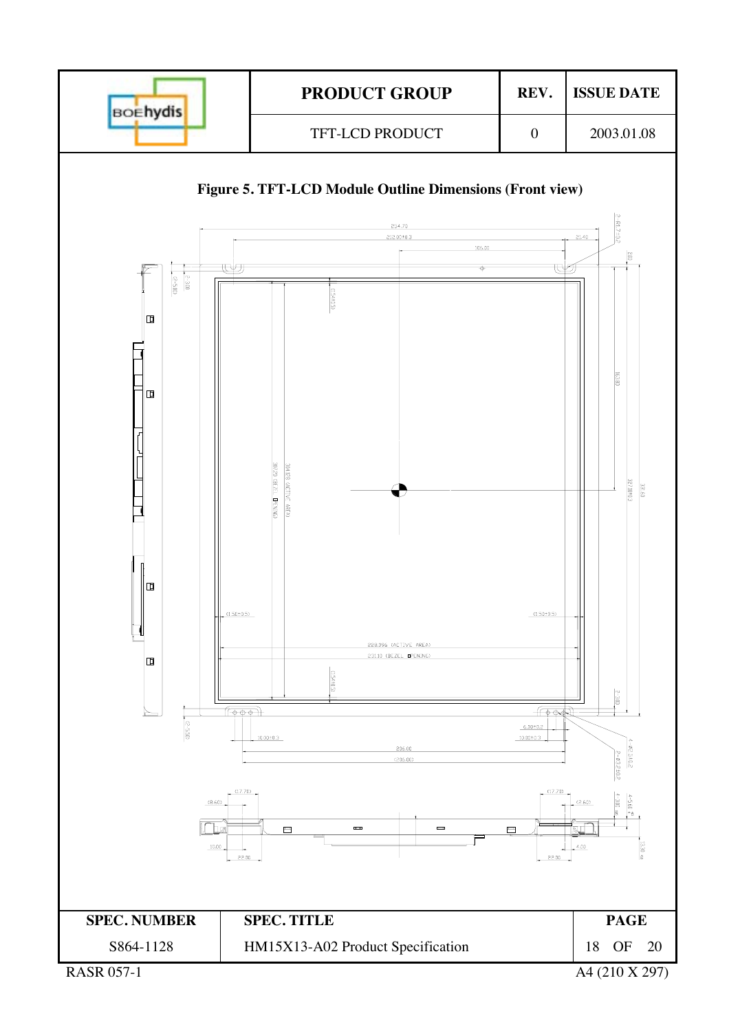**Figure 5. TFT-LCD Module Outline Dimensions (Front view)**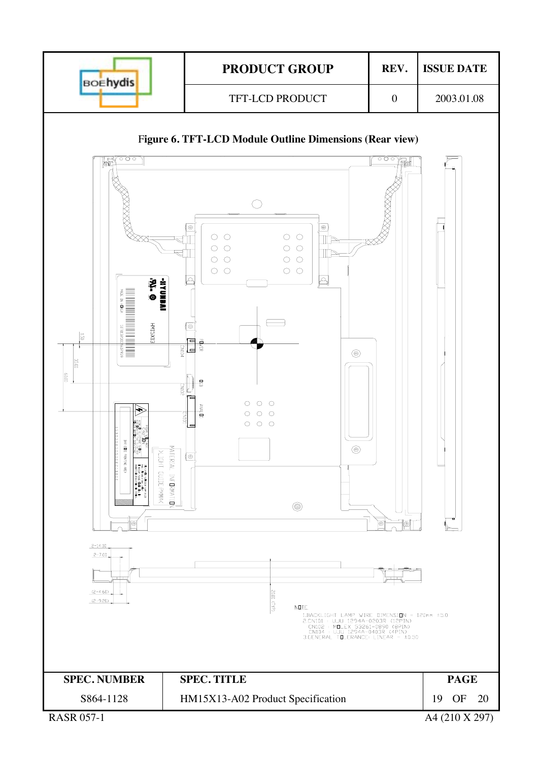### Figure 6. TFT-LCD Module Outline Dimensions (Rear view)

NOTE

1. BACKLIGHT LAMP WIRE DIMENSION = 120mm ±5.0
2. CN101 : UJU 1294A-0203R (12PIN)
   CN102 : MOLEX 53261-0890 (8PIN)
   CN104 : UJU 1294A-0403R (4PIN)
3. GENERAL TOLERANCE: LINEAR = ±0.50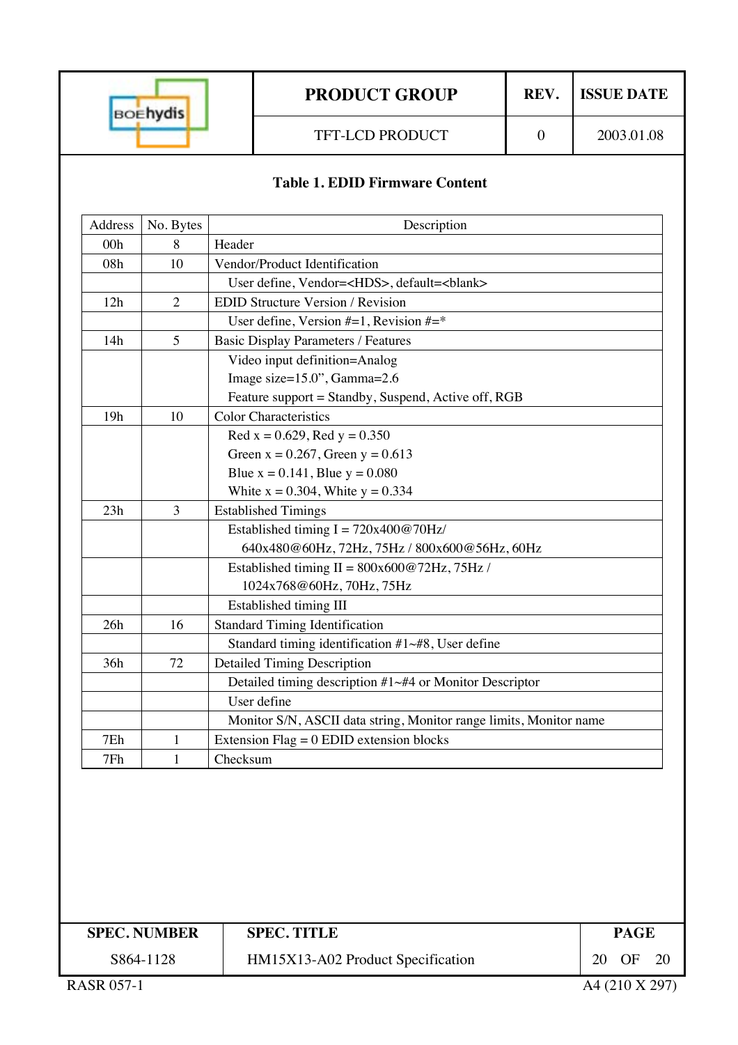**Table 1. EDID Firmware Content**

| Address | No. Bytes | Description |
|---|---|---|
| 00h | 8 | Header |
| 08h | 10 | Vendor/Product Identification |
| | | User define, Vendor=<HDS>, default=<blank> |
| 12h | 2 | EDID Structure Version / Revision |
| | | User define, Version #=1, Revision #=* |
| 14h | 5 | Basic Display Parameters / Features |
| | | Video input definition=Analog<br>Image size=15.0", Gamma=2.6<br>Feature support = Standby, Suspend, Active off, RGB |
| 19h | 10 | Color Characteristics |
| | | Red x = 0.629, Red y = 0.350<br>Green x = 0.267, Green y = 0.613<br>Blue x = 0.141, Blue y = 0.080<br>White x = 0.304, White y = 0.334 |
| 23h | 3 | Established Timings |
| | | Established timing I = 720x400@70Hz/<br>640x480@60Hz, 72Hz, 75Hz / 800x600@56Hz, 60Hz |
| | | Established timing II = 800x600@72Hz, 75Hz /<br>1024x768@60Hz, 70Hz, 75Hz |
| | | Established timing III |
| 26h | 16 | Standard Timing Identification |
| | | Standard timing identification #1~#8, User define |
| 36h | 72 | Detailed Timing Description |
| | | Detailed timing description #1~#4 or Monitor Descriptor |
| | | User define |
| | | Monitor S/N, ASCII data string, Monitor range limits, Monitor name |
| 7Eh | 1 | Extension Flag = 0 EDID extension blocks |
| 7Fh | 1 | Checksum |